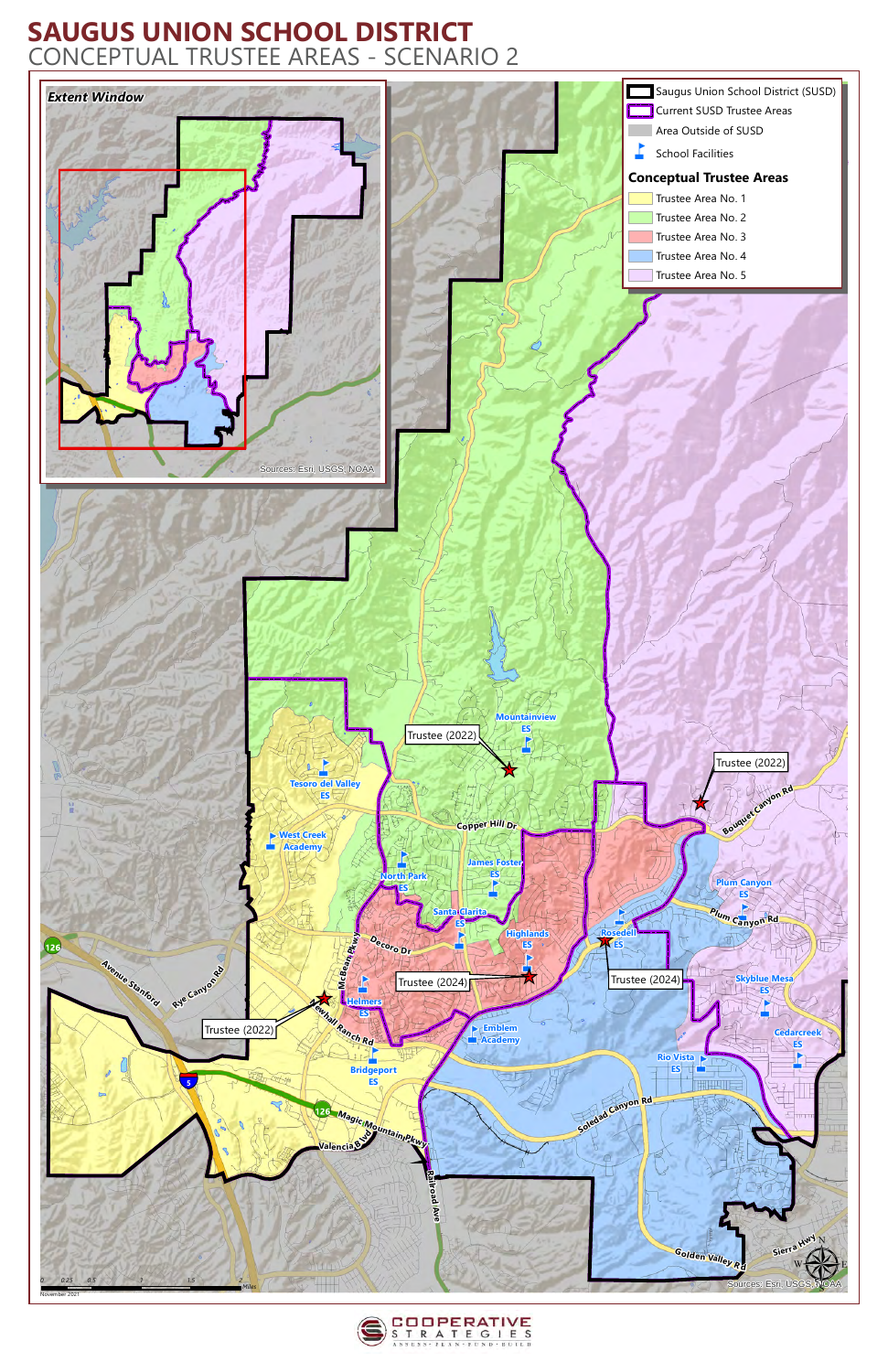# SAUGUS UNION SCHOOL DISTRICT

## CONCEPTUAL TRUSTEE AREAS - SCENARIO 2

**Extent Window**

Sources: Esri, USGS, NOAA

- Saugus Union School District (SUSD)
- Current SUSD Trustee Areas
- Area Outside of SUSD
- School Facilities

**Conceptual Trustee Areas**

- Trustee Area No. 1
- Trustee Area No. 2
- Trustee Area No. 3
- Trustee Area No. 4
- Trustee Area No. 5

Mountainview ES

Trustee (2022)

Trustee (2022)

Bouquet Canyon Rd

Tesoro del Valley ES

Copper Hill Dr

West Creek Academy

James Foster ES

North Park ES

Plum Canyon ES

Plum Canyon Rd

Santa Clarita ES

Highlands ES

Rosedell ES

Decoro Dr

McBean Pkwy

Trustee (2024)

Trustee (2024)

Skyblue Mesa ES

126

Avenue Stanford

Rye Canyon Rd

Helmers ES

Trustee (2022)

Newhall Ranch Rd

Emblem Academy

Cedarcreek ES

Rio Vista ES

Bridgeport ES

5

126

Magic Mountain Pkwy

Soledad Canyon Rd

Valencia Blvd

Railroad Ave

Sierra Hwy

Golden Valley Rd

0 0.25 0.5 1 1.5 2 Miles

November 2021

Sources: Esri, USGS, NOAA

COOPERATIVE STRATEGIES

ASSESS · PLAN · FUND · BUILD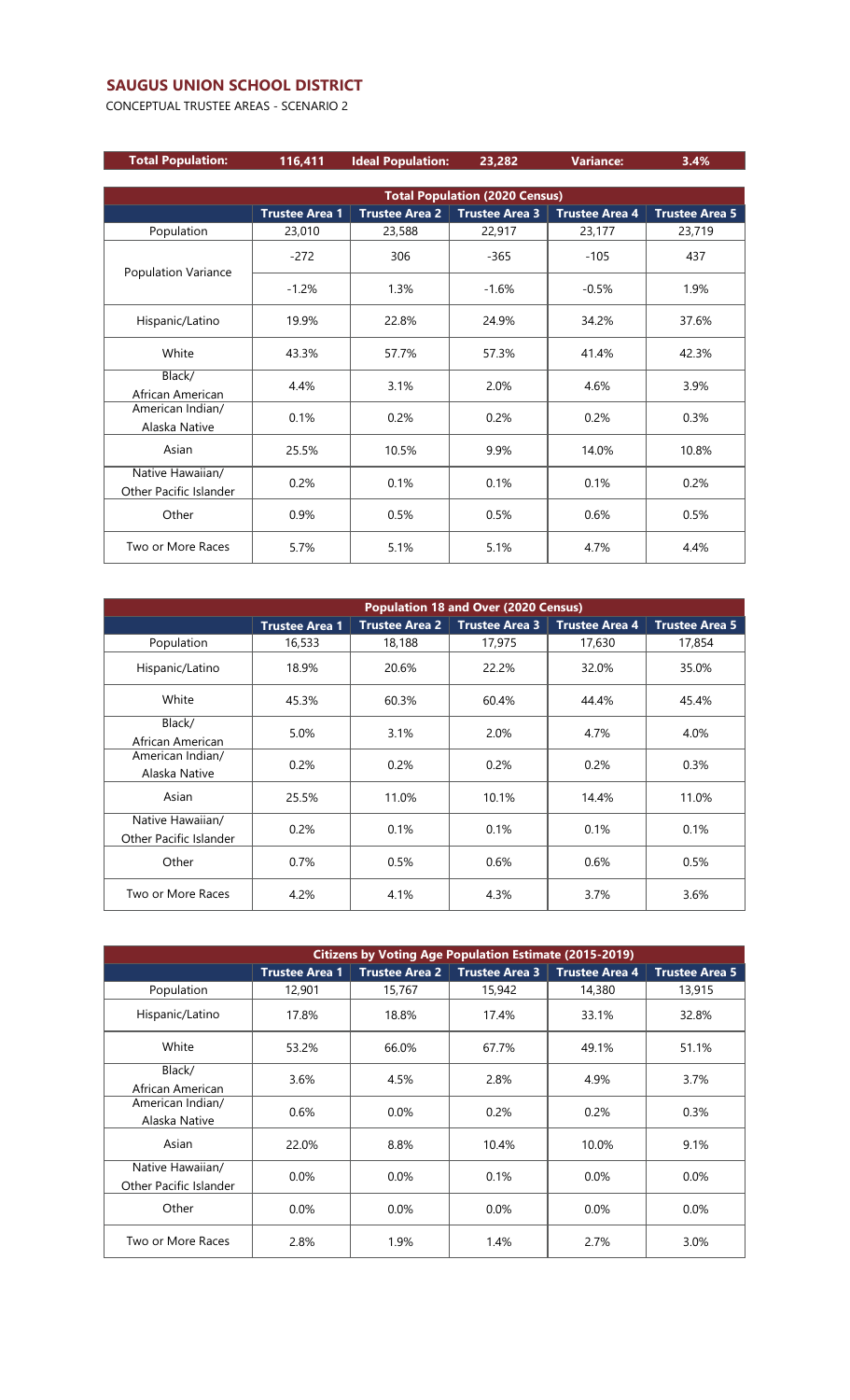# SAUGUS UNION SCHOOL DISTRICT

CONCEPTUAL TRUSTEE AREAS - SCENARIO 2

| Total Population: | 116,411 | Ideal Population: | 23,282 | Variance: | 3.4% |
|---|---|---|---|---|---|

| Total Population (2020 Census) | | | | | |
|---|---|---|---|---|---|
| | Trustee Area 1 | Trustee Area 2 | Trustee Area 3 | Trustee Area 4 | Trustee Area 5 |
| Population | 23,010 | 23,588 | 22,917 | 23,177 | 23,719 |
| Population Variance | -272 | 306 | -365 | -105 | 437 |
| | -1.2% | 1.3% | -1.6% | -0.5% | 1.9% |
| Hispanic/Latino | 19.9% | 22.8% | 24.9% | 34.2% | 37.6% |
| White | 43.3% | 57.7% | 57.3% | 41.4% | 42.3% |
| Black/ African American | 4.4% | 3.1% | 2.0% | 4.6% | 3.9% |
| American Indian/ Alaska Native | 0.1% | 0.2% | 0.2% | 0.2% | 0.3% |
| Asian | 25.5% | 10.5% | 9.9% | 14.0% | 10.8% |
| Native Hawaiian/ Other Pacific Islander | 0.2% | 0.1% | 0.1% | 0.1% | 0.2% |
| Other | 0.9% | 0.5% | 0.5% | 0.6% | 0.5% |
| Two or More Races | 5.7% | 5.1% | 5.1% | 4.7% | 4.4% |

| Population 18 and Over (2020 Census) | | | | | |
|---|---|---|---|---|---|
| | Trustee Area 1 | Trustee Area 2 | Trustee Area 3 | Trustee Area 4 | Trustee Area 5 |
| Population | 16,533 | 18,188 | 17,975 | 17,630 | 17,854 |
| Hispanic/Latino | 18.9% | 20.6% | 22.2% | 32.0% | 35.0% |
| White | 45.3% | 60.3% | 60.4% | 44.4% | 45.4% |
| Black/ African American | 5.0% | 3.1% | 2.0% | 4.7% | 4.0% |
| American Indian/ Alaska Native | 0.2% | 0.2% | 0.2% | 0.2% | 0.3% |
| Asian | 25.5% | 11.0% | 10.1% | 14.4% | 11.0% |
| Native Hawaiian/ Other Pacific Islander | 0.2% | 0.1% | 0.1% | 0.1% | 0.1% |
| Other | 0.7% | 0.5% | 0.6% | 0.6% | 0.5% |
| Two or More Races | 4.2% | 4.1% | 4.3% | 3.7% | 3.6% |

| Citizens by Voting Age Population Estimate (2015-2019) | | | | | |
|---|---|---|---|---|---|
| | Trustee Area 1 | Trustee Area 2 | Trustee Area 3 | Trustee Area 4 | Trustee Area 5 |
| Population | 12,901 | 15,767 | 15,942 | 14,380 | 13,915 |
| Hispanic/Latino | 17.8% | 18.8% | 17.4% | 33.1% | 32.8% |
| White | 53.2% | 66.0% | 67.7% | 49.1% | 51.1% |
| Black/ African American | 3.6% | 4.5% | 2.8% | 4.9% | 3.7% |
| American Indian/ Alaska Native | 0.6% | 0.0% | 0.2% | 0.2% | 0.3% |
| Asian | 22.0% | 8.8% | 10.4% | 10.0% | 9.1% |
| Native Hawaiian/ Other Pacific Islander | 0.0% | 0.0% | 0.1% | 0.0% | 0.0% |
| Other | 0.0% | 0.0% | 0.0% | 0.0% | 0.0% |
| Two or More Races | 2.8% | 1.9% | 1.4% | 2.7% | 3.0% |